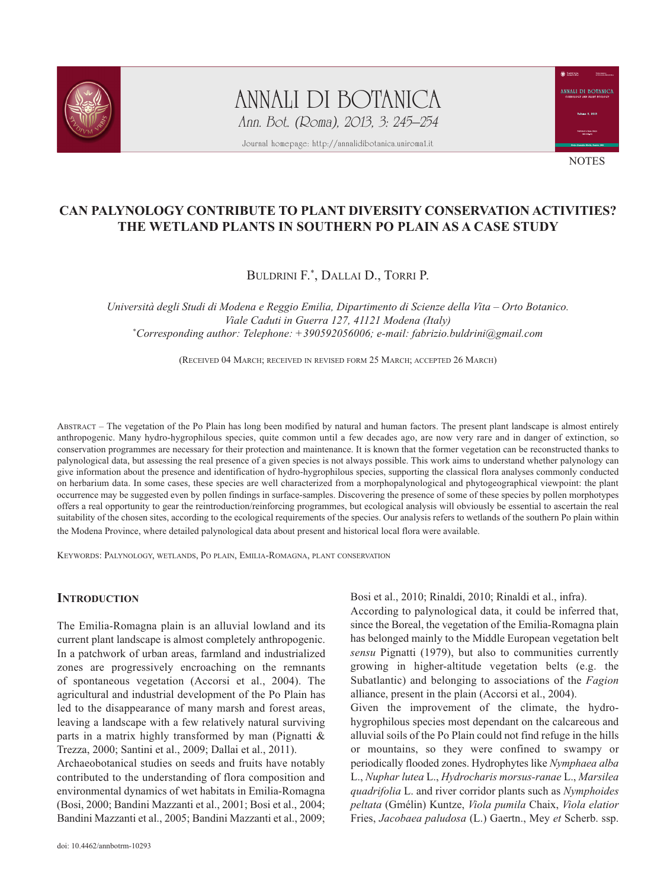NOTES

# CAN PALYNOLOGY CONTRIBUTE TO PLANT DIVERSITY CONSERVATION ACTIVITIES? THE WETLAND PLANTS IN SOUTHERN PO PLAIN AS A CASE STUDY

Buldrini F.*, Dallai D., Torri P.

*Università degli Studi di Modena e Reggio Emilia, Dipartimento di Scienze della Vita – Orto Botanico. Viale Caduti in Guerra 127, 41121 Modena (Italy)*
*\*Corresponding author: Telephone: +390592056006; e-mail: fabrizio.buldrini@gmail.com*

(Received 04 March; received in revised form 25 March; accepted 26 March)

Abstract – The vegetation of the Po Plain has long been modified by natural and human factors. The present plant landscape is almost entirely anthropogenic. Many hydro-hygrophilous species, quite common until a few decades ago, are now very rare and in danger of extinction, so conservation programmes are necessary for their protection and maintenance. It is known that the former vegetation can be reconstructed thanks to palynological data, but assessing the real presence of a given species is not always possible. This work aims to understand whether palynology can give information about the presence and identification of hydro-hygrophilous species, supporting the classical flora analyses commonly conducted on herbarium data. In some cases, these species are well characterized from a morphopalynological and phytogeographical viewpoint: the plant occurrence may be suggested even by pollen findings in surface-samples. Discovering the presence of some of these species by pollen morphotypes offers a real opportunity to gear the reintroduction/reinforcing programmes, but ecological analysis will obviously be essential to ascertain the real suitability of the chosen sites, according to the ecological requirements of the species. Our analysis refers to wetlands of the southern Po plain within the Modena Province, where detailed palynological data about present and historical local flora were available.

Keywords: Palynology, wetlands, Po plain, Emilia-Romagna, plant conservation

## Introduction

The Emilia-Romagna plain is an alluvial lowland and its current plant landscape is almost completely anthropogenic. In a patchwork of urban areas, farmland and industrialized zones are progressively encroaching on the remnants of spontaneous vegetation (Accorsi et al., 2004). The agricultural and industrial development of the Po Plain has led to the disappearance of many marsh and forest areas, leaving a landscape with a few relatively natural surviving parts in a matrix highly transformed by man (Pignatti & Trezza, 2000; Santini et al., 2009; Dallai et al., 2011).

Archaeobotanical studies on seeds and fruits have notably contributed to the understanding of flora composition and environmental dynamics of wet habitats in Emilia-Romagna (Bosi, 2000; Bandini Mazzanti et al., 2001; Bosi et al., 2004; Bandini Mazzanti et al., 2005; Bandini Mazzanti et al., 2009; Bosi et al., 2010; Rinaldi, 2010; Rinaldi et al., infra).

According to palynological data, it could be inferred that, since the Boreal, the vegetation of the Emilia-Romagna plain has belonged mainly to the Middle European vegetation belt *sensu* Pignatti (1979), but also to communities currently growing in higher-altitude vegetation belts (e.g. the Subatlantic) and belonging to associations of the *Fagion* alliance, present in the plain (Accorsi et al., 2004).

Given the improvement of the climate, the hydro-hygrophilous species most dependant on the calcareous and alluvial soils of the Po Plain could not find refuge in the hills or mountains, so they were confined to swampy or periodically flooded zones. Hydrophytes like *Nymphaea alba* L., *Nuphar lutea* L., *Hydrocharis morsus-ranae* L., *Marsilea quadrifolia* L. and river corridor plants such as *Nymphoides peltata* (Gmélin) Kuntze, *Viola pumila* Chaix, *Viola elatior* Fries, *Jacobaea paludosa* (L.) Gaertn., Mey *et* Scherb. ssp.

doi: 10.4462/annbotrm-10293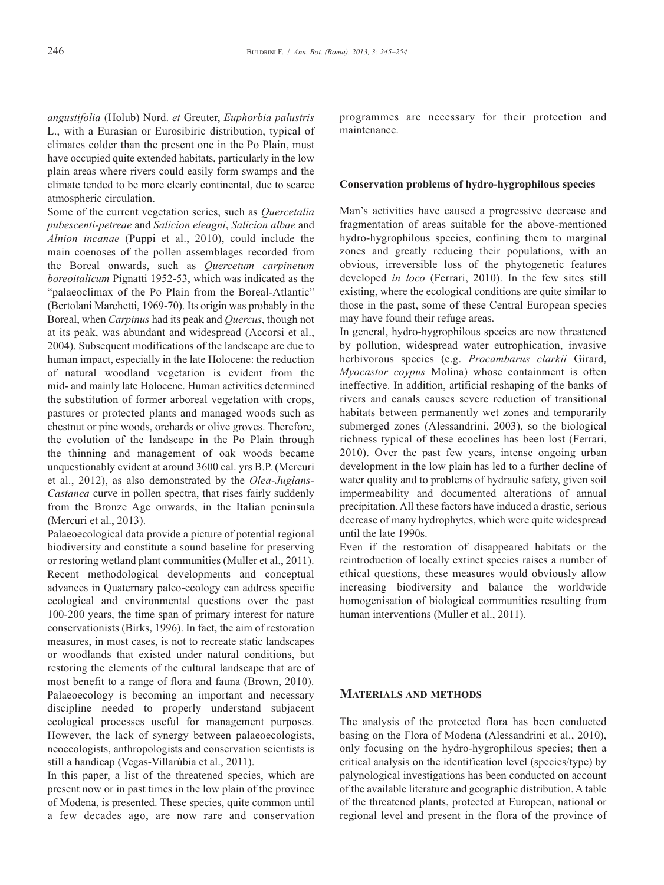*angustifolia* (Holub) Nord. *et* Greuter, *Euphorbia palustris* L., with a Eurasian or Eurosibiric distribution, typical of climates colder than the present one in the Po Plain, must have occupied quite extended habitats, particularly in the low plain areas where rivers could easily form swamps and the climate tended to be more clearly continental, due to scarce atmospheric circulation.

Some of the current vegetation series, such as *Quercetalia pubescenti-petreae* and *Salicion eleagni*, *Salicion albae* and *Alnion incanae* (Puppi et al., 2010), could include the main coenoses of the pollen assemblages recorded from the Boreal onwards, such as *Quercetum carpinetum boreoitalicum* Pignatti 1952-53, which was indicated as the "palaeoclimax of the Po Plain from the Boreal-Atlantic" (Bertolani Marchetti, 1969-70). Its origin was probably in the Boreal, when *Carpinus* had its peak and *Quercus*, though not at its peak, was abundant and widespread (Accorsi et al., 2004). Subsequent modifications of the landscape are due to human impact, especially in the late Holocene: the reduction of natural woodland vegetation is evident from the mid- and mainly late Holocene. Human activities determined the substitution of former arboreal vegetation with crops, pastures or protected plants and managed woods such as chestnut or pine woods, orchards or olive groves. Therefore, the evolution of the landscape in the Po Plain through the thinning and management of oak woods became unquestionably evident at around 3600 cal. yrs B.P. (Mercuri et al., 2012), as also demonstrated by the *Olea-Juglans-Castanea* curve in pollen spectra, that rises fairly suddenly from the Bronze Age onwards, in the Italian peninsula (Mercuri et al., 2013).

Palaeoecological data provide a picture of potential regional biodiversity and constitute a sound baseline for preserving or restoring wetland plant communities (Muller et al., 2011). Recent methodological developments and conceptual advances in Quaternary paleo-ecology can address specific ecological and environmental questions over the past 100-200 years, the time span of primary interest for nature conservationists (Birks, 1996). In fact, the aim of restoration measures, in most cases, is not to recreate static landscapes or woodlands that existed under natural conditions, but restoring the elements of the cultural landscape that are of most benefit to a range of flora and fauna (Brown, 2010). Palaeoecology is becoming an important and necessary discipline needed to properly understand subjacent ecological processes useful for management purposes. However, the lack of synergy between palaeoecologists, neoecologists, anthropologists and conservation scientists is still a handicap (Vegas-Villarúbia et al., 2011).

In this paper, a list of the threatened species, which are present now or in past times in the low plain of the province of Modena, is presented. These species, quite common until a few decades ago, are now rare and conservation programmes are necessary for their protection and maintenance.

### Conservation problems of hydro-hygrophilous species

Man's activities have caused a progressive decrease and fragmentation of areas suitable for the above-mentioned hydro-hygrophilous species, confining them to marginal zones and greatly reducing their populations, with an obvious, irreversible loss of the phytogenetic features developed *in loco* (Ferrari, 2010). In the few sites still existing, where the ecological conditions are quite similar to those in the past, some of these Central European species may have found their refuge areas.

In general, hydro-hygrophilous species are now threatened by pollution, widespread water eutrophication, invasive herbivorous species (e.g. *Procambarus clarkii* Girard, *Myocastor coypus* Molina) whose containment is often ineffective. In addition, artificial reshaping of the banks of rivers and canals causes severe reduction of transitional habitats between permanently wet zones and temporarily submerged zones (Alessandrini, 2003), so the biological richness typical of these ecoclines has been lost (Ferrari, 2010). Over the past few years, intense ongoing urban development in the low plain has led to a further decline of water quality and to problems of hydraulic safety, given soil impermeability and documented alterations of annual precipitation. All these factors have induced a drastic, serious decrease of many hydrophytes, which were quite widespread until the late 1990s.

Even if the restoration of disappeared habitats or the reintroduction of locally extinct species raises a number of ethical questions, these measures would obviously allow increasing biodiversity and balance the worldwide homogenisation of biological communities resulting from human interventions (Muller et al., 2011).

## Materials and methods

The analysis of the protected flora has been conducted basing on the Flora of Modena (Alessandrini et al., 2010), only focusing on the hydro-hygrophilous species; then a critical analysis on the identification level (species/type) by palynological investigations has been conducted on account of the available literature and geographic distribution. A table of the threatened plants, protected at European, national or regional level and present in the flora of the province of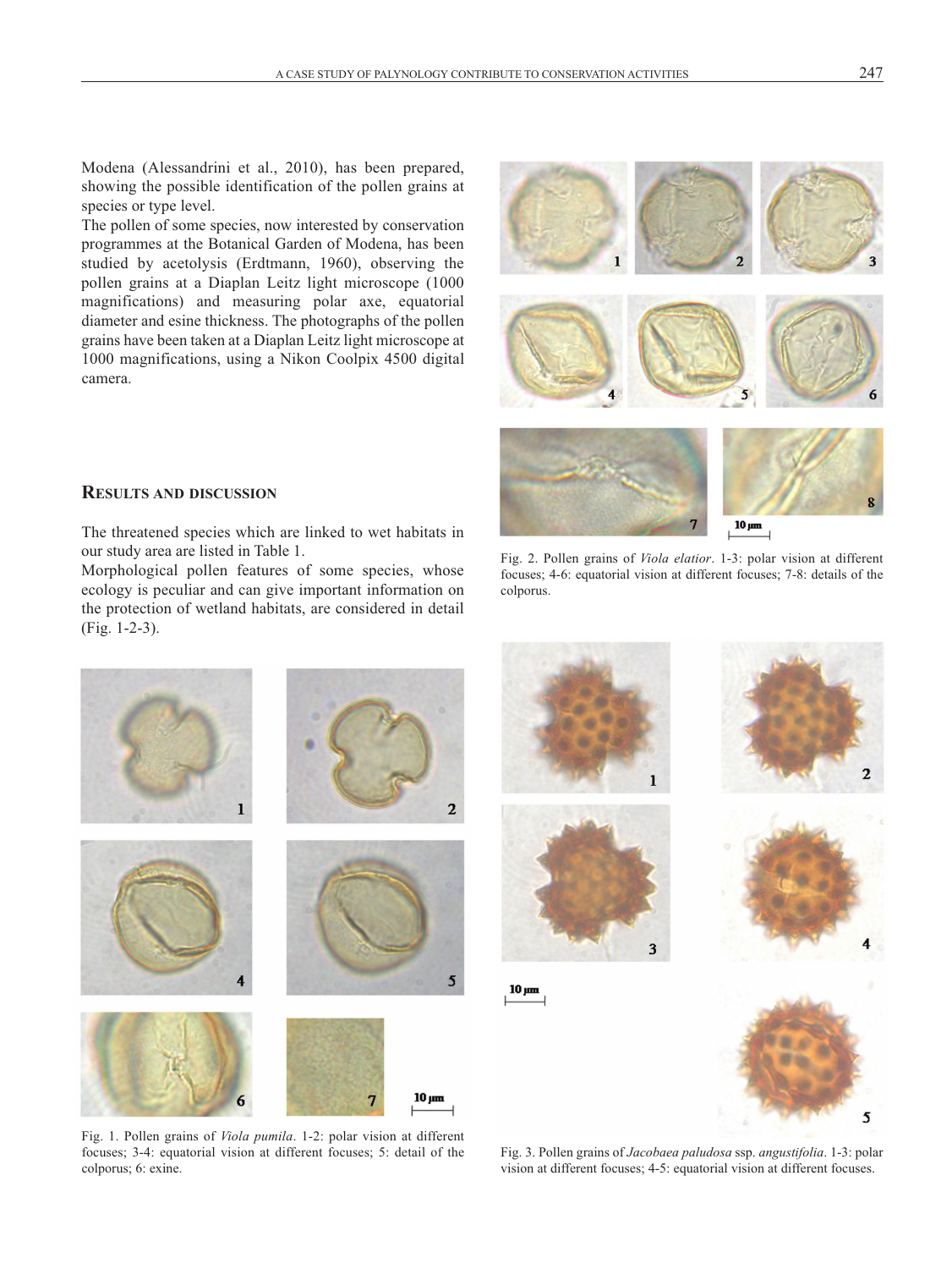Modena (Alessandrini et al., 2010), has been prepared, showing the possible identification of the pollen grains at species or type level.

The pollen of some species, now interested by conservation programmes at the Botanical Garden of Modena, has been studied by acetolysis (Erdtmann, 1960), observing the pollen grains at a Diaplan Leitz light microscope (1000 magnifications) and measuring polar axe, equatorial diameter and esine thickness. The photographs of the pollen grains have been taken at a Diaplan Leitz light microscope at 1000 magnifications, using a Nikon Coolpix 4500 digital camera.

## Results and discussion

The threatened species which are linked to wet habitats in our study area are listed in Table 1.

Morphological pollen features of some species, whose ecology is peculiar and can give important information on the protection of wetland habitats, are considered in detail (Fig. 1-2-3).

Fig. 2. Pollen grains of *Viola elatior*. 1-3: polar vision at different focuses; 4-6: equatorial vision at different focuses; 7-8: details of the colporus.

Fig. 1. Pollen grains of *Viola pumila*. 1-2: polar vision at different focuses; 3-4: equatorial vision at different focuses; 5: detail of the colporus; 6: exine.

Fig. 3. Pollen grains of *Jacobaea paludosa* ssp. *angustifolia*. 1-3: polar vision at different focuses; 4-5: equatorial vision at different focuses.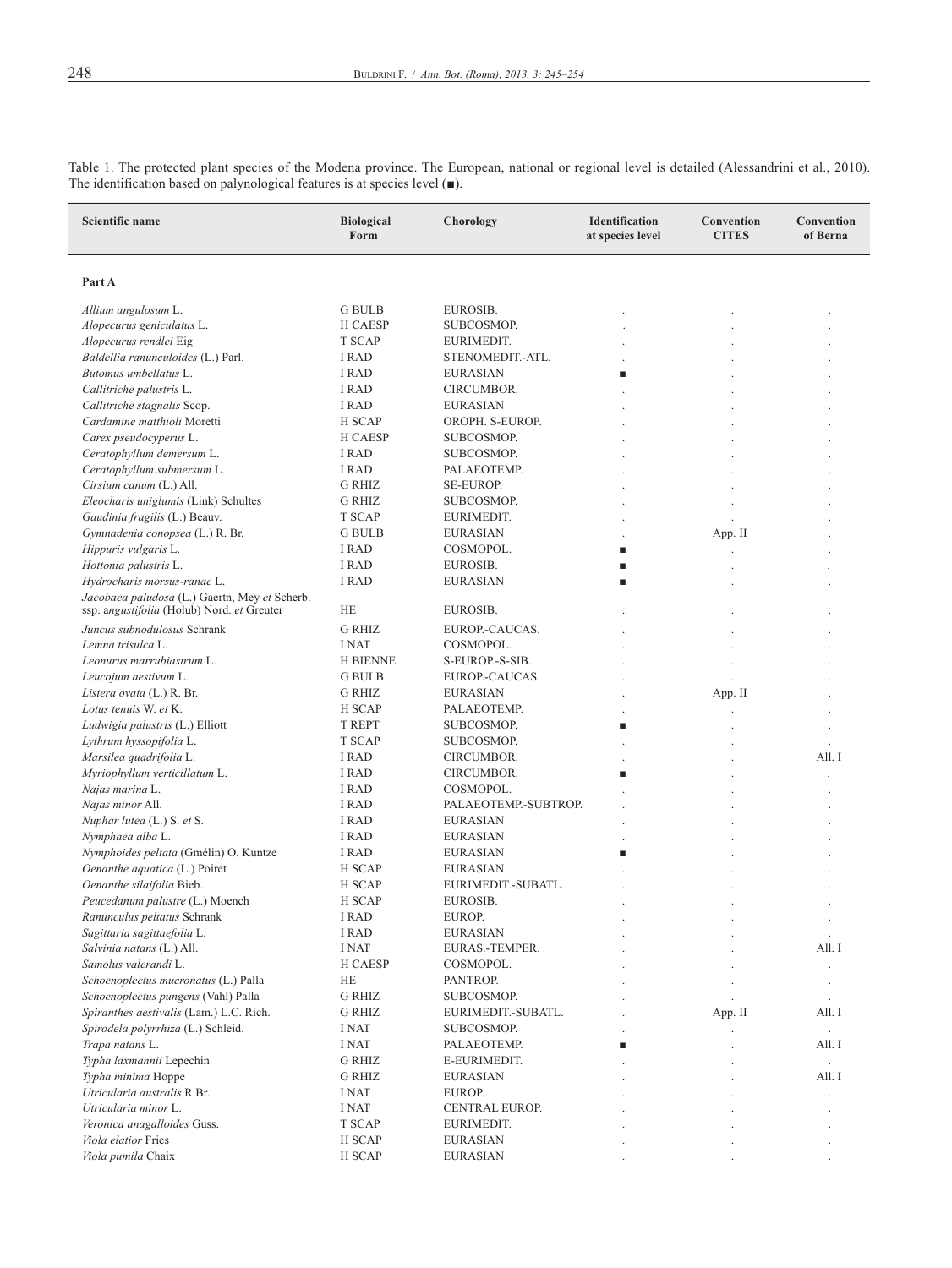Table 1. The protected plant species of the Modena province. The European, national or regional level is detailed (Alessandrini et al., 2010). The identification based on palynological features is at species level (■).

| Scientific name | Biological Form | Chorology | Identification at species level | Convention CITES | Convention of Berna |
|---|---|---|---|---|---|
| **Part A** | | | | | |
| *Allium angulosum* L. | G BULB | EUROSIB. | . | . | . |
| *Alopecurus geniculatus* L. | H CAESP | SUBCOSMOP. | . | . | . |
| *Alopecurus rendlei* Eig | T SCAP | EURIMEDIT. | . | . | . |
| *Baldellia ranunculoides* (L.) Parl. | I RAD | STENOMEDIT.-ATL. | . | . | . |
| *Butomus umbellatus* L. | I RAD | EURASIAN | ■ | . | . |
| *Callitriche palustris* L. | I RAD | CIRCUMBOR. | . | . | . |
| *Callitriche stagnalis* Scop. | I RAD | EURASIAN | . | . | . |
| *Cardamine matthioli* Moretti | H SCAP | OROPH. S-EUROP. | . | . | . |
| *Carex pseudocyperus* L. | H CAESP | SUBCOSMOP. | . | . | . |
| *Ceratophyllum demersum* L. | I RAD | SUBCOSMOP. | . | . | . |
| *Ceratophyllum submersum* L. | I RAD | PALAEOTEMP. | . | . | . |
| *Cirsium canum* (L.) All. | G RHIZ | SE-EUROP. | . | . | . |
| *Eleocharis uniglumis* (Link) Schultes | G RHIZ | SUBCOSMOP. | . | . | . |
| *Gaudinia fragilis* (L.) Beauv. | T SCAP | EURIMEDIT. | . | . | . |
| *Gymnadenia conopsea* (L.) R. Br. | G BULB | EURASIAN | . | App. II | . |
| *Hippuris vulgaris* L. | I RAD | COSMOPOL. | ■ | . | . |
| *Hottonia palustris* L. | I RAD | EUROSIB. | ■ | . | . |
| *Hydrocharis morsus-ranae* L. | I RAD | EURASIAN | ■ | . | . |
| *Jacobaea paludosa* (L.) Gaertn, Mey *et* Scherb. ssp. *angustifolia* (Holub) Nord. *et* Greuter | HE | EUROSIB. | . | . | . |
| *Juncus subnodulosus* Schrank | G RHIZ | EUROP.-CAUCAS. | . | . | . |
| *Lemna trisulca* L. | I NAT | COSMOPOL. | . | . | . |
| *Leonurus marrubiastrum* L. | H BIENNE | S-EUROP.-S-SIB. | . | . | . |
| *Leucojum aestivum* L. | G BULB | EUROP.-CAUCAS. | . | . | . |
| *Listera ovata* (L.) R. Br. | G RHIZ | EURASIAN | . | App. II | . |
| *Lotus tenuis* W. *et* K. | H SCAP | PALAEOTEMP. | . | . | . |
| *Ludwigia palustris* (L.) Elliott | T REPT | SUBCOSMOP. | ■ | . | . |
| *Lythrum hyssopifolia* L. | T SCAP | SUBCOSMOP. | . | . | . |
| *Marsilea quadrifolia* L. | I RAD | CIRCUMBOR. | . | . | All. I |
| *Myriophyllum verticillatum* L. | I RAD | CIRCUMBOR. | ■ | . | . |
| *Najas marina* L. | I RAD | COSMOPOL. | . | . | . |
| *Najas minor* All. | I RAD | PALAEOTEMP.-SUBTROP. | . | . | . |
| *Nuphar lutea* (L.) S. *et* S. | I RAD | EURASIAN | . | . | . |
| *Nymphaea alba* L. | I RAD | EURASIAN | . | . | . |
| *Nymphoides peltata* (Gmélin) O. Kuntze | I RAD | EURASIAN | ■ | . | . |
| *Oenanthe aquatica* (L.) Poiret | H SCAP | EURASIAN | . | . | . |
| *Oenanthe silaifolia* Bieb. | H SCAP | EURIMEDIT.-SUBATL. | . | . | . |
| *Peucedanum palustre* (L.) Moench | H SCAP | EUROSIB. | . | . | . |
| *Ranunculus peltatus* Schrank | I RAD | EUROP. | . | . | . |
| *Sagittaria sagittaefolia* L. | I RAD | EURASIAN | . | . | . |
| *Salvinia natans* (L.) All. | I NAT | EURAS.-TEMPER. | . | . | All. I |
| *Samolus valerandi* L. | H CAESP | COSMOPOL. | . | . | . |
| *Schoenoplectus mucronatus* (L.) Palla | HE | PANTROP. | . | . | . |
| *Schoenoplectus pungens* (Vahl) Palla | G RHIZ | SUBCOSMOP. | . | . | . |
| *Spiranthes aestivalis* (Lam.) L.C. Rich. | G RHIZ | EURIMEDIT.-SUBATL. | . | App. II | All. I |
| *Spirodela polyrrhiza* (L.) Schleid. | I NAT | SUBCOSMOP. | . | . | . |
| *Trapa natans* L. | I NAT | PALAEOTEMP. | ■ | . | All. I |
| *Typha laxmannii* Lepechin | G RHIZ | E-EURIMEDIT. | . | . | . |
| *Typha minima* Hoppe | G RHIZ | EURASIAN | . | . | All. I |
| *Utricularia australis* R.Br. | I NAT | EUROP. | . | . | . |
| *Utricularia minor* L. | I NAT | CENTRAL EUROP. | . | . | . |
| *Veronica anagalloides* Guss. | T SCAP | EURIMEDIT. | . | . | . |
| *Viola elatior* Fries | H SCAP | EURASIAN | . | . | . |
| *Viola pumila* Chaix | H SCAP | EURASIAN | . | . | . |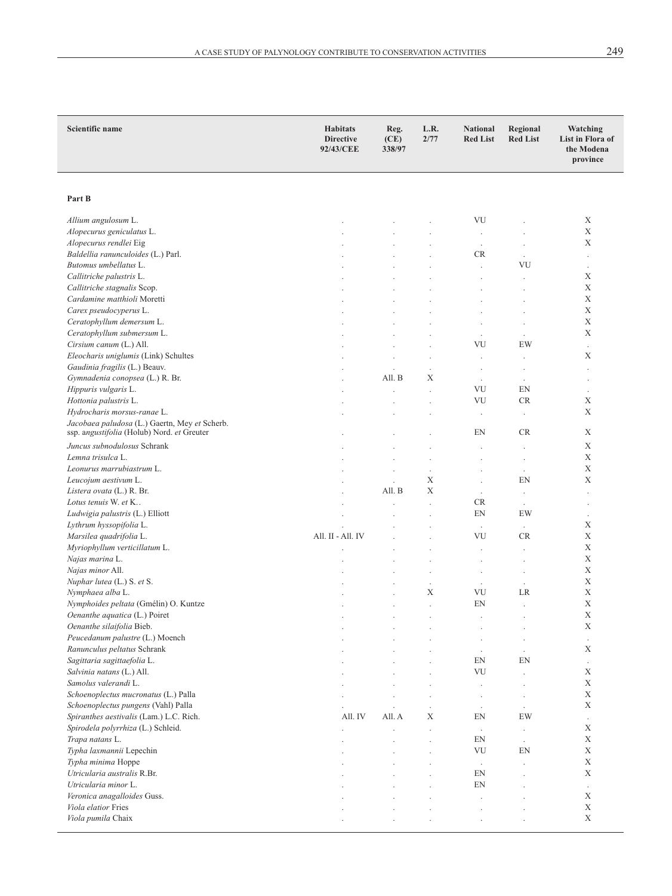| Scientific name | Habitats Directive 92/43/CEE | Reg. (CE) 338/97 | L.R. 2/77 | National Red List | Regional Red List | Watching List in Flora of the Modena province |
|---|---|---|---|---|---|---|
| **Part B** | | | | | | |
| *Allium angulosum* L. | . | . | . | VU | . | X |
| *Alopecurus geniculatus* L. | . | . | . | . | . | X |
| *Alopecurus rendlei* Eig | . | . | . | . | . | X |
| *Baldellia ranunculoides* (L.) Parl. | . | . | . | CR | . | . |
| *Butomus umbellatus* L. | . | . | . | . | VU | . |
| *Callitriche palustris* L. | . | . | . | . | . | X |
| *Callitriche stagnalis* Scop. | . | . | . | . | . | X |
| *Cardamine matthioli* Moretti | . | . | . | . | . | X |
| *Carex pseudocyperus* L. | . | . | . | . | . | X |
| *Ceratophyllum demersum* L. | . | . | . | . | . | X |
| *Ceratophyllum submersum* L. | . | . | . | . | . | X |
| *Cirsium canum* (L.) All. | . | . | . | VU | EW | . |
| *Eleocharis uniglumis* (Link) Schultes | . | . | . | . | . | X |
| *Gaudinia fragilis* (L.) Beauv. | . | . | . | . | . | . |
| *Gymnadenia conopsea* (L.) R. Br. | . | All. B | X | . | . | . |
| *Hippuris vulgaris* L. | . | . | . | VU | EN | . |
| *Hottonia palustris* L. | . | . | . | VU | CR | X |
| *Hydrocharis morsus-ranae* L. | . | . | . | . | . | X |
| *Jacobaea paludosa* (L.) Gaertn, Mey *et* Scherb. ssp. *angustifolia* (Holub) Nord. *et* Greuter | . | . | . | EN | CR | X |
| *Juncus subnodulosus* Schrank | . | . | . | . | . | X |
| *Lemna trisulca* L. | . | . | . | . | . | X |
| *Leonurus marrubiastrum* L. | . | . | . | . | . | X |
| *Leucojum aestivum* L. | . | . | X | . | EN | X |
| *Listera ovata* (L.) R. Br. | . | All. B | X | . | . | . |
| *Lotus tenuis* W. *et* K.. | . | . | . | CR | . | . |
| *Ludwigia palustris* (L.) Elliott | . | . | . | EN | EW | . |
| *Lythrum hyssopifolia* L. | . | . | . | . | . | X |
| *Marsilea quadrifolia* L. | All. II - All. IV | . | . | VU | CR | X |
| *Myriophyllum verticillatum* L. | . | . | . | . | . | X |
| *Najas marina* L. | . | . | . | . | . | X |
| *Najas minor* All. | . | . | . | . | . | X |
| *Nuphar lutea* (L.) S. *et* S. | . | . | . | . | . | X |
| *Nymphaea alba* L. | . | . | X | VU | LR | X |
| *Nymphoides peltata* (Gmélin) O. Kuntze | . | . | . | EN | . | X |
| *Oenanthe aquatica* (L.) Poiret | . | . | . | . | . | X |
| *Oenanthe silaifolia* Bieb. | . | . | . | . | . | X |
| *Peucedanum palustre* (L.) Moench | . | . | . | . | . | . |
| *Ranunculus peltatus* Schrank | . | . | . | . | . | X |
| *Sagittaria sagittaefolia* L. | . | . | . | EN | EN | . |
| *Salvinia natans* (L.) All. | . | . | . | VU | . | X |
| *Samolus valerandi* L. | . | . | . | . | . | X |
| *Schoenoplectus mucronatus* (L.) Palla | . | . | . | . | . | X |
| *Schoenoplectus pungens* (Vahl) Palla | . | . | . | . | . | X |
| *Spiranthes aestivalis* (Lam.) L.C. Rich. | All. IV | All. A | X | EN | EW | . |
| *Spirodela polyrrhiza* (L.) Schleid. | . | . | . | . | . | X |
| *Trapa natans* L. | . | . | . | EN | . | X |
| *Typha laxmannii* Lepechin | . | . | . | VU | EN | X |
| *Typha minima* Hoppe | . | . | . | . | . | X |
| *Utricularia australis* R.Br. | . | . | . | EN | . | X |
| *Utricularia minor* L. | . | . | . | EN | . | . |
| *Veronica anagalloides* Guss. | . | . | . | . | . | X |
| *Viola elatior* Fries | . | . | . | . | . | X |
| *Viola pumila* Chaix | . | . | . | . | . | X |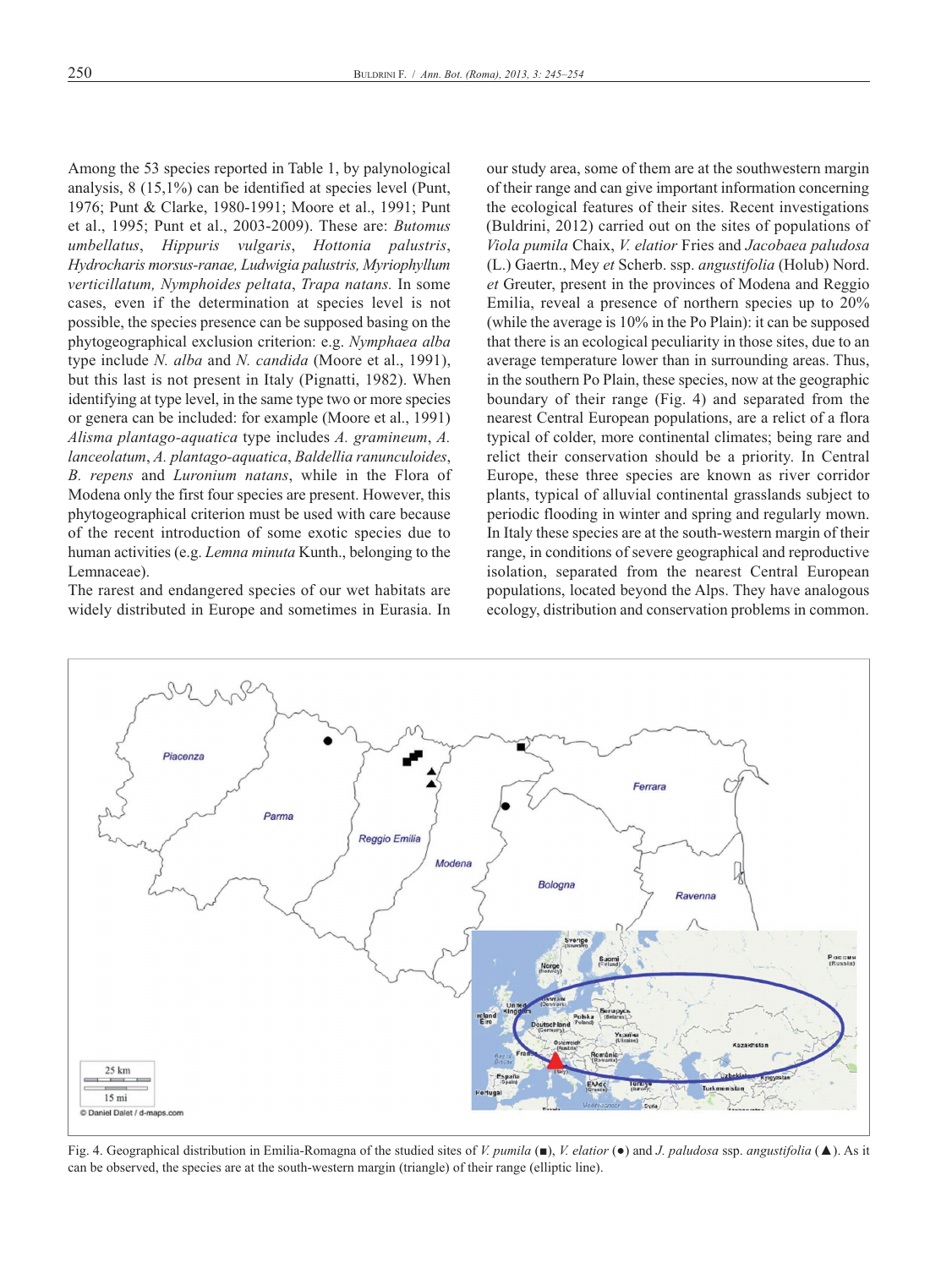Among the 53 species reported in Table 1, by palynological analysis, 8 (15,1%) can be identified at species level (Punt, 1976; Punt & Clarke, 1980-1991; Moore et al., 1991; Punt et al., 1995; Punt et al., 2003-2009). These are: *Butomus umbellatus*, *Hippuris vulgaris*, *Hottonia palustris*, *Hydrocharis morsus-ranae, Ludwigia palustris, Myriophyllum verticillatum, Nymphoides peltata*, *Trapa natans.* In some cases, even if the determination at species level is not possible, the species presence can be supposed basing on the phytogeographical exclusion criterion: e.g. *Nymphaea alba* type include *N. alba* and *N. candida* (Moore et al., 1991), but this last is not present in Italy (Pignatti, 1982). When identifying at type level, in the same type two or more species or genera can be included: for example (Moore et al., 1991) *Alisma plantago-aquatica* type includes *A. gramineum*, *A. lanceolatum*, *A. plantago-aquatica*, *Baldellia ranunculoides*, *B. repens* and *Luronium natans*, while in the Flora of Modena only the first four species are present. However, this phytogeographical criterion must be used with care because of the recent introduction of some exotic species due to human activities (e.g. *Lemna minuta* Kunth., belonging to the Lemnaceae).

The rarest and endangered species of our wet habitats are widely distributed in Europe and sometimes in Eurasia. In our study area, some of them are at the southwestern margin of their range and can give important information concerning the ecological features of their sites. Recent investigations (Buldrini, 2012) carried out on the sites of populations of *Viola pumila* Chaix, *V. elatior* Fries and *Jacobaea paludosa* (L.) Gaertn., Mey *et* Scherb. ssp. *angustifolia* (Holub) Nord. *et* Greuter, present in the provinces of Modena and Reggio Emilia, reveal a presence of northern species up to 20% (while the average is 10% in the Po Plain): it can be supposed that there is an ecological peculiarity in those sites, due to an average temperature lower than in surrounding areas. Thus, in the southern Po Plain, these species, now at the geographic boundary of their range (Fig. 4) and separated from the nearest Central European populations, are a relict of a flora typical of colder, more continental climates; being rare and relict their conservation should be a priority. In Central Europe, these three species are known as river corridor plants, typical of alluvial continental grasslands subject to periodic flooding in winter and spring and regularly mown. In Italy these species are at the south-western margin of their range, in conditions of severe geographical and reproductive isolation, separated from the nearest Central European populations, located beyond the Alps. They have analogous ecology, distribution and conservation problems in common.

Fig. 4. Geographical distribution in Emilia-Romagna of the studied sites of *V. pumila* (■), *V. elatior* (●) and *J. paludosa* ssp. *angustifolia* (▲). As it can be observed, the species are at the south-western margin (triangle) of their range (elliptic line).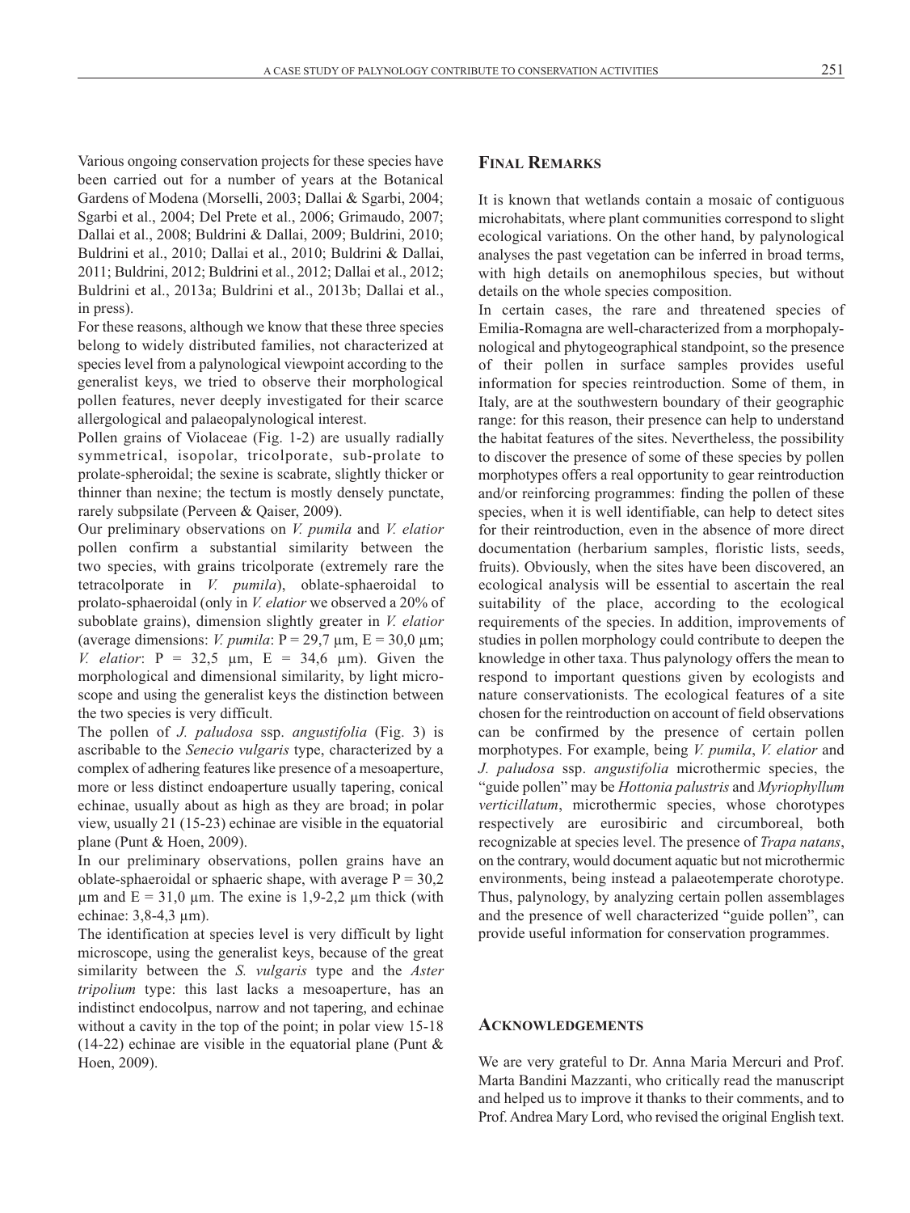Various ongoing conservation projects for these species have been carried out for a number of years at the Botanical Gardens of Modena (Morselli, 2003; Dallai & Sgarbi, 2004; Sgarbi et al., 2004; Del Prete et al., 2006; Grimaudo, 2007; Dallai et al., 2008; Buldrini & Dallai, 2009; Buldrini, 2010; Buldrini et al., 2010; Dallai et al., 2010; Buldrini & Dallai, 2011; Buldrini, 2012; Buldrini et al., 2012; Dallai et al., 2012; Buldrini et al., 2013a; Buldrini et al., 2013b; Dallai et al., in press).

For these reasons, although we know that these three species belong to widely distributed families, not characterized at species level from a palynological viewpoint according to the generalist keys, we tried to observe their morphological pollen features, never deeply investigated for their scarce allergological and palaeopalynological interest.

Pollen grains of Violaceae (Fig. 1-2) are usually radially symmetrical, isopolar, tricolporate, sub-prolate to prolate-spheroidal; the sexine is scabrate, slightly thicker or thinner than nexine; the tectum is mostly densely punctate, rarely subpsilate (Perveen & Qaiser, 2009).

Our preliminary observations on *V. pumila* and *V. elatior* pollen confirm a substantial similarity between the two species, with grains tricolporate (extremely rare the tetracolporate in *V. pumila*), oblate-sphaeroidal to prolato-sphaeroidal (only in *V. elatior* we observed a 20% of suboblate grains), dimension slightly greater in *V. elatior* (average dimensions: *V. pumila*: P = 29,7 µm, E = 30,0 µm; *V. elatior*: P = 32,5 µm, E = 34,6 µm). Given the morphological and dimensional similarity, by light microscope and using the generalist keys the distinction between the two species is very difficult.

The pollen of *J. paludosa* ssp. *angustifolia* (Fig. 3) is ascribable to the *Senecio vulgaris* type, characterized by a complex of adhering features like presence of a mesoaperture, more or less distinct endoaperture usually tapering, conical echinae, usually about as high as they are broad; in polar view, usually 21 (15-23) echinae are visible in the equatorial plane (Punt & Hoen, 2009).

In our preliminary observations, pollen grains have an oblate-sphaeroidal or sphaeric shape, with average P = 30,2 µm and E = 31,0 µm. The exine is 1,9-2,2 µm thick (with echinae: 3,8-4,3 µm).

The identification at species level is very difficult by light microscope, using the generalist keys, because of the great similarity between the *S. vulgaris* type and the *Aster tripolium* type: this last lacks a mesoaperture, has an indistinct endocolpus, narrow and not tapering, and echinae without a cavity in the top of the point; in polar view 15-18 (14-22) echinae are visible in the equatorial plane (Punt & Hoen, 2009).

## Final Remarks

It is known that wetlands contain a mosaic of contiguous microhabitats, where plant communities correspond to slight ecological variations. On the other hand, by palynological analyses the past vegetation can be inferred in broad terms, with high details on anemophilous species, but without details on the whole species composition.

In certain cases, the rare and threatened species of Emilia-Romagna are well-characterized from a morphopalynological and phytogeographical standpoint, so the presence of their pollen in surface samples provides useful information for species reintroduction. Some of them, in Italy, are at the southwestern boundary of their geographic range: for this reason, their presence can help to understand the habitat features of the sites. Nevertheless, the possibility to discover the presence of some of these species by pollen morphotypes offers a real opportunity to gear reintroduction and/or reinforcing programmes: finding the pollen of these species, when it is well identifiable, can help to detect sites for their reintroduction, even in the absence of more direct documentation (herbarium samples, floristic lists, seeds, fruits). Obviously, when the sites have been discovered, an ecological analysis will be essential to ascertain the real suitability of the place, according to the ecological requirements of the species. In addition, improvements of studies in pollen morphology could contribute to deepen the knowledge in other taxa. Thus palynology offers the mean to respond to important questions given by ecologists and nature conservationists. The ecological features of a site chosen for the reintroduction on account of field observations can be confirmed by the presence of certain pollen morphotypes. For example, being *V. pumila*, *V. elatior* and *J. paludosa* ssp. *angustifolia* microthermic species, the "guide pollen" may be *Hottonia palustris* and *Myriophyllum verticillatum*, microthermic species, whose chorotypes respectively are eurosibiric and circumboreal, both recognizable at species level. The presence of *Trapa natans*, on the contrary, would document aquatic but not microthermic environments, being instead a palaeotemperate chorotype. Thus, palynology, by analyzing certain pollen assemblages and the presence of well characterized "guide pollen", can provide useful information for conservation programmes.

## Acknowledgements

We are very grateful to Dr. Anna Maria Mercuri and Prof. Marta Bandini Mazzanti, who critically read the manuscript and helped us to improve it thanks to their comments, and to Prof. Andrea Mary Lord, who revised the original English text.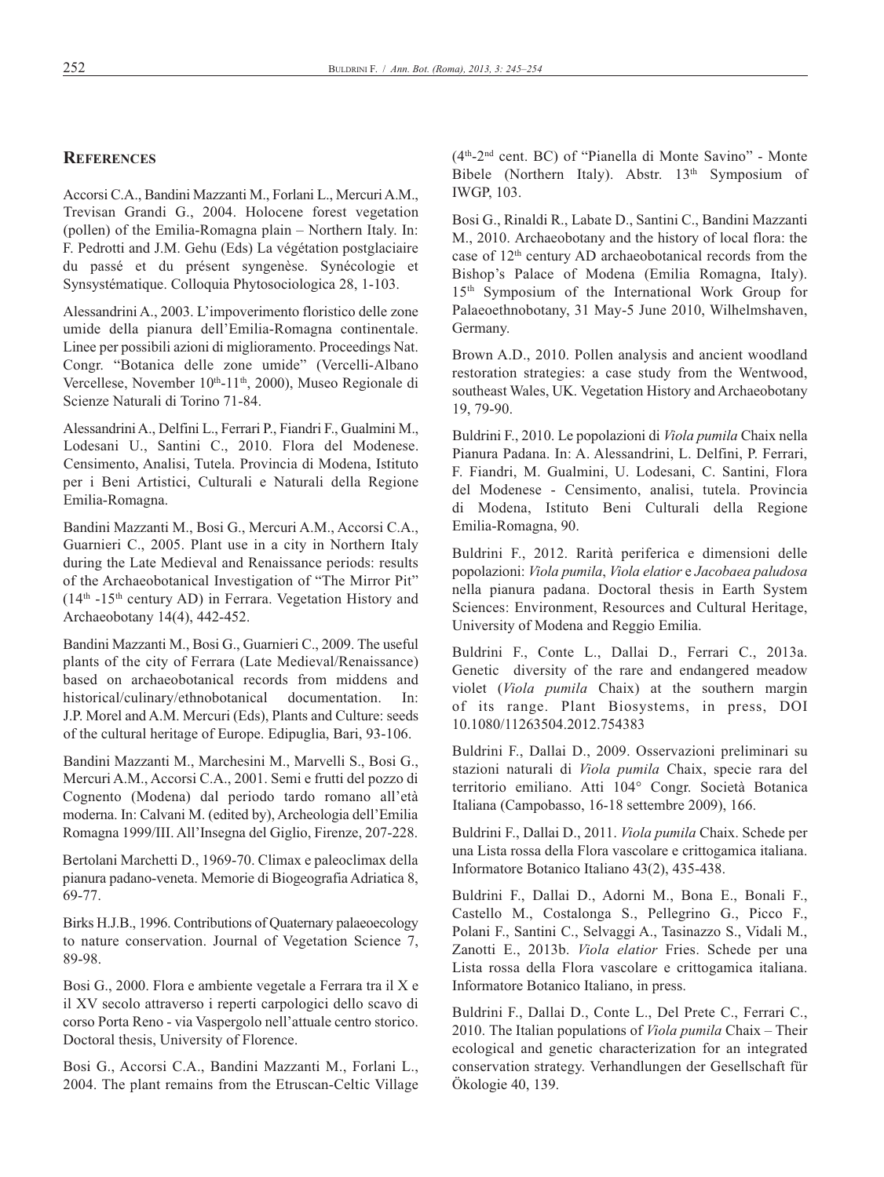## References

Accorsi C.A., Bandini Mazzanti M., Forlani L., Mercuri A.M., Trevisan Grandi G., 2004. Holocene forest vegetation (pollen) of the Emilia-Romagna plain – Northern Italy. In: F. Pedrotti and J.M. Gehu (Eds) La végétation postglaciaire du passé et du présent syngenèse. Synécologie et Synsystématique. Colloquia Phytosociologica 28, 1-103.

Alessandrini A., 2003. L'impoverimento floristico delle zone umide della pianura dell'Emilia-Romagna continentale. Linee per possibili azioni di miglioramento. Proceedings Nat. Congr. "Botanica delle zone umide" (Vercelli-Albano Vercellese, November 10th-11th, 2000), Museo Regionale di Scienze Naturali di Torino 71-84.

Alessandrini A., Delfini L., Ferrari P., Fiandri F., Gualmini M., Lodesani U., Santini C., 2010. Flora del Modenese. Censimento, Analisi, Tutela. Provincia di Modena, Istituto per i Beni Artistici, Culturali e Naturali della Regione Emilia-Romagna.

Bandini Mazzanti M., Bosi G., Mercuri A.M., Accorsi C.A., Guarnieri C., 2005. Plant use in a city in Northern Italy during the Late Medieval and Renaissance periods: results of the Archaeobotanical Investigation of "The Mirror Pit" (14th -15th century AD) in Ferrara. Vegetation History and Archaeobotany 14(4), 442-452.

Bandini Mazzanti M., Bosi G., Guarnieri C., 2009. The useful plants of the city of Ferrara (Late Medieval/Renaissance) based on archaeobotanical records from middens and historical/culinary/ethnobotanical documentation. In: J.P. Morel and A.M. Mercuri (Eds), Plants and Culture: seeds of the cultural heritage of Europe. Edipuglia, Bari, 93-106.

Bandini Mazzanti M., Marchesini M., Marvelli S., Bosi G., Mercuri A.M., Accorsi C.A., 2001. Semi e frutti del pozzo di Cognento (Modena) dal periodo tardo romano all'età moderna. In: Calvani M. (edited by), Archeologia dell'Emilia Romagna 1999/III. All'Insegna del Giglio, Firenze, 207-228.

Bertolani Marchetti D., 1969-70. Climax e paleoclimax della pianura padano-veneta. Memorie di Biogeografia Adriatica 8, 69-77.

Birks H.J.B., 1996. Contributions of Quaternary palaeoecology to nature conservation. Journal of Vegetation Science 7, 89-98.

Bosi G., 2000. Flora e ambiente vegetale a Ferrara tra il X e il XV secolo attraverso i reperti carpologici dello scavo di corso Porta Reno - via Vaspergolo nell'attuale centro storico. Doctoral thesis, University of Florence.

Bosi G., Accorsi C.A., Bandini Mazzanti M., Forlani L., 2004. The plant remains from the Etruscan-Celtic Village (4th-2nd cent. BC) of "Pianella di Monte Savino" - Monte Bibele (Northern Italy). Abstr. 13th Symposium of IWGP, 103.

Bosi G., Rinaldi R., Labate D., Santini C., Bandini Mazzanti M., 2010. Archaeobotany and the history of local flora: the case of 12th century AD archaeobotanical records from the Bishop's Palace of Modena (Emilia Romagna, Italy). 15th Symposium of the International Work Group for Palaeoethnobotany, 31 May-5 June 2010, Wilhelmshaven, Germany.

Brown A.D., 2010. Pollen analysis and ancient woodland restoration strategies: a case study from the Wentwood, southeast Wales, UK. Vegetation History and Archaeobotany 19, 79-90.

Buldrini F., 2010. Le popolazioni di *Viola pumila* Chaix nella Pianura Padana. In: A. Alessandrini, L. Delfini, P. Ferrari, F. Fiandri, M. Gualmini, U. Lodesani, C. Santini, Flora del Modenese - Censimento, analisi, tutela. Provincia di Modena, Istituto Beni Culturali della Regione Emilia-Romagna, 90.

Buldrini F., 2012. Rarità periferica e dimensioni delle popolazioni: *Viola pumila*, *Viola elatior* e *Jacobaea paludosa* nella pianura padana. Doctoral thesis in Earth System Sciences: Environment, Resources and Cultural Heritage, University of Modena and Reggio Emilia.

Buldrini F., Conte L., Dallai D., Ferrari C., 2013a. Genetic diversity of the rare and endangered meadow violet (*Viola pumila* Chaix) at the southern margin of its range. Plant Biosystems, in press, DOI 10.1080/11263504.2012.754383

Buldrini F., Dallai D., 2009. Osservazioni preliminari su stazioni naturali di *Viola pumila* Chaix, specie rara del territorio emiliano. Atti 104° Congr. Società Botanica Italiana (Campobasso, 16-18 settembre 2009), 166.

Buldrini F., Dallai D., 2011. *Viola pumila* Chaix. Schede per una Lista rossa della Flora vascolare e crittogamica italiana. Informatore Botanico Italiano 43(2), 435-438.

Buldrini F., Dallai D., Adorni M., Bona E., Bonali F., Castello M., Costalonga S., Pellegrino G., Picco F., Polani F., Santini C., Selvaggi A., Tasinazzo S., Vidali M., Zanotti E., 2013b. *Viola elatior* Fries. Schede per una Lista rossa della Flora vascolare e crittogamica italiana. Informatore Botanico Italiano, in press.

Buldrini F., Dallai D., Conte L., Del Prete C., Ferrari C., 2010. The Italian populations of *Viola pumila* Chaix – Their ecological and genetic characterization for an integrated conservation strategy. Verhandlungen der Gesellschaft für Ökologie 40, 139.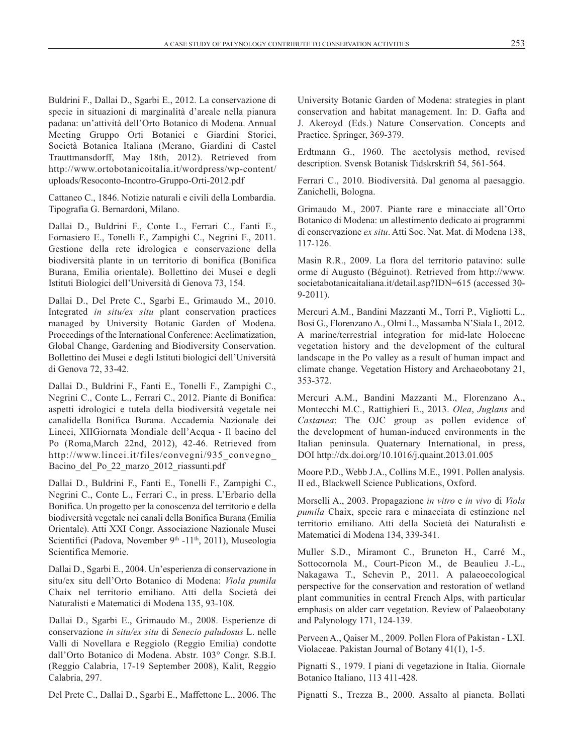Buldrini F., Dallai D., Sgarbi E., 2012. La conservazione di specie in situazioni di marginalità d'areale nella pianura padana: un'attività dell'Orto Botanico di Modena. Annual Meeting Gruppo Orti Botanici e Giardini Storici, Società Botanica Italiana (Merano, Giardini di Castel Trauttmansdorff, May 18th, 2012). Retrieved from http://www.ortobotanicoitalia.it/wordpress/wp-content/uploads/Resoconto-Incontro-Gruppo-Orti-2012.pdf

Cattaneo C., 1846. Notizie naturali e civili della Lombardia. Tipografia G. Bernardoni, Milano.

Dallai D., Buldrini F., Conte L., Ferrari C., Fanti E., Fornasiero E., Tonelli F., Zampighi C., Negrini F., 2011. Gestione della rete idrologica e conservazione della biodiversità plante in un territorio di bonifica (Bonifica Burana, Emilia orientale). Bollettino dei Musei e degli Istituti Biologici dell'Università di Genova 73, 154.

Dallai D., Del Prete C., Sgarbi E., Grimaudo M., 2010. Integrated *in situ/ex situ* plant conservation practices managed by University Botanic Garden of Modena. Proceedings of the International Conference: Acclimatization, Global Change, Gardening and Biodiversity Conservation. Bollettino dei Musei e degli Istituti biologici dell'Università di Genova 72, 33-42.

Dallai D., Buldrini F., Fanti E., Tonelli F., Zampighi C., Negrini C., Conte L., Ferrari C., 2012. Piante di Bonifica: aspetti idrologici e tutela della biodiversità vegetale nei canalidella Bonifica Burana. Accademia Nazionale dei Lincei, XIIGiornata Mondiale dell'Acqua - Il bacino del Po (Roma,March 22nd, 2012), 42-46. Retrieved from http://www.lincei.it/files/convegni/935_convegno_Bacino_del_Po_22_marzo_2012_riassunti.pdf

Dallai D., Buldrini F., Fanti E., Tonelli F., Zampighi C., Negrini C., Conte L., Ferrari C., in press. L'Erbario della Bonifica. Un progetto per la conoscenza del territorio e della biodiversità vegetale nei canali della Bonifica Burana (Emilia Orientale). Atti XXI Congr. Associazione Nazionale Musei Scientifici (Padova, November 9th -11th, 2011), Museologia Scientifica Memorie.

Dallai D., Sgarbi E., 2004. Un'esperienza di conservazione in situ/ex situ dell'Orto Botanico di Modena: *Viola pumila* Chaix nel territorio emiliano. Atti della Società dei Naturalisti e Matematici di Modena 135, 93-108.

Dallai D., Sgarbi E., Grimaudo M., 2008. Esperienze di conservazione *in situ/ex situ* di *Senecio paludosus* L. nelle Valli di Novellara e Reggiolo (Reggio Emilia) condotte dall'Orto Botanico di Modena. Abstr. 103° Congr. S.B.I. (Reggio Calabria, 17-19 September 2008), Kalit, Reggio Calabria, 297.

Del Prete C., Dallai D., Sgarbi E., Maffettone L., 2006. The University Botanic Garden of Modena: strategies in plant conservation and habitat management. In: D. Gafta and J. Akeroyd (Eds.) Nature Conservation. Concepts and Practice. Springer, 369-379.

Erdtmann G., 1960. The acetolysis method, revised description. Svensk Botanisk Tidskrskrift 54, 561-564.

Ferrari C., 2010. Biodiversità. Dal genoma al paesaggio. Zanichelli, Bologna.

Grimaudo M., 2007. Piante rare e minacciate all'Orto Botanico di Modena: un allestimento dedicato ai programmi di conservazione *ex situ*. Atti Soc. Nat. Mat. di Modena 138, 117-126.

Masin R.R., 2009. La flora del territorio patavino: sulle orme di Augusto (Béguinot). Retrieved from http://www.societabotanicaitaliana.it/detail.asp?IDN=615 (accessed 30-9-2011).

Mercuri A.M., Bandini Mazzanti M., Torri P., Vigliotti L., Bosi G., Florenzano A., Olmi L., Massamba N'Siala I., 2012. A marine/terrestrial integration for mid-late Holocene vegetation history and the development of the cultural landscape in the Po valley as a result of human impact and climate change. Vegetation History and Archaeobotany 21, 353-372.

Mercuri A.M., Bandini Mazzanti M., Florenzano A., Montecchi M.C., Rattighieri E., 2013. *Olea*, *Juglans* and *Castanea*: The OJC group as pollen evidence of the development of human-induced environments in the Italian peninsula. Quaternary International, in press, DOI http://dx.doi.org/10.1016/j.quaint.2013.01.005

Moore P.D., Webb J.A., Collins M.E., 1991. Pollen analysis. II ed., Blackwell Science Publications, Oxford.

Morselli A., 2003. Propagazione *in vitro* e *in vivo* di *Viola pumila* Chaix, specie rara e minacciata di estinzione nel territorio emiliano. Atti della Società dei Naturalisti e Matematici di Modena 134, 339-341.

Muller S.D., Miramont C., Bruneton H., Carré M., Sottocornola M., Court-Picon M., de Beaulieu J.-L., Nakagawa T., Schevin P., 2011. A palaeoecological perspective for the conservation and restoration of wetland plant communities in central French Alps, with particular emphasis on alder carr vegetation. Review of Palaeobotany and Palynology 171, 124-139.

Perveen A., Qaiser M., 2009. Pollen Flora of Pakistan - LXI. Violaceae. Pakistan Journal of Botany 41(1), 1-5.

Pignatti S., 1979. I piani di vegetazione in Italia. Giornale Botanico Italiano, 113 411-428.

Pignatti S., Trezza B., 2000. Assalto al pianeta. Bollati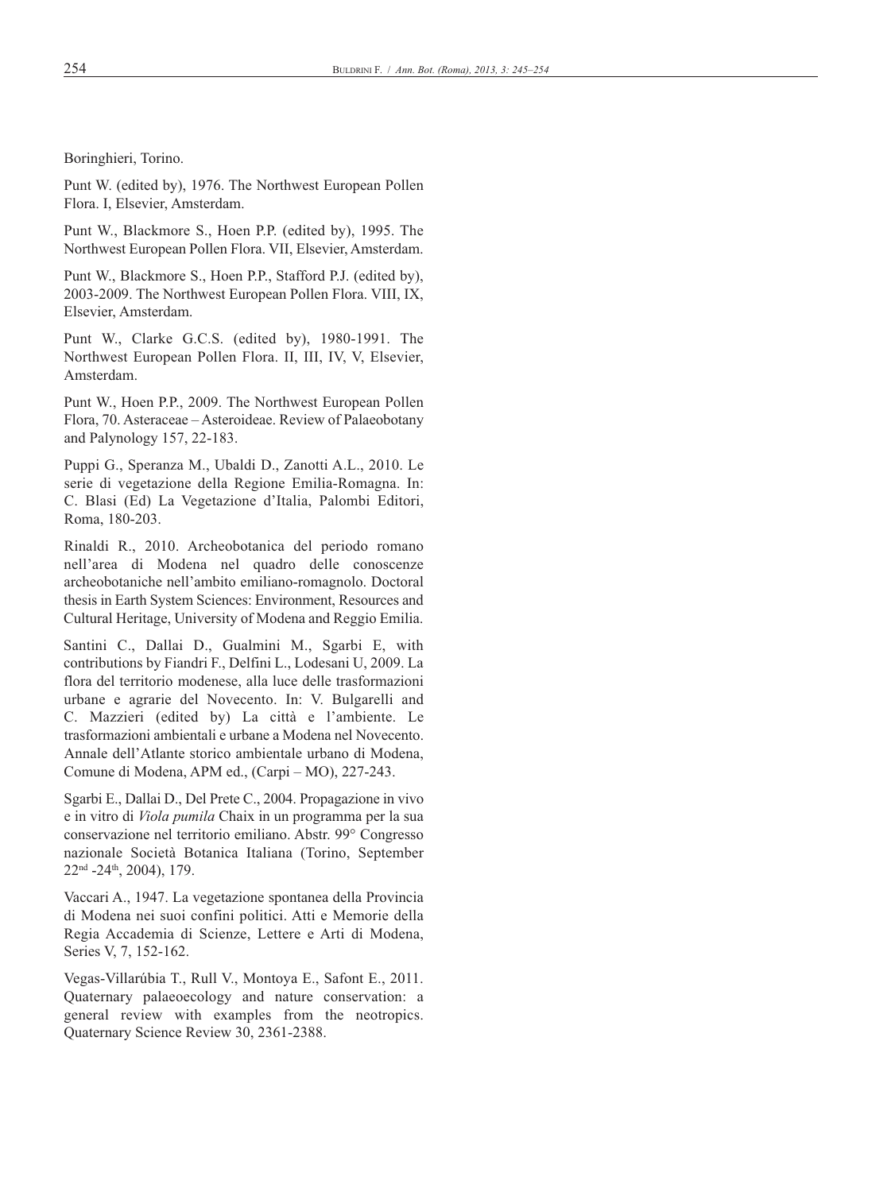Boringhieri, Torino.

Punt W. (edited by), 1976. The Northwest European Pollen Flora. I, Elsevier, Amsterdam.

Punt W., Blackmore S., Hoen P.P. (edited by), 1995. The Northwest European Pollen Flora. VII, Elsevier, Amsterdam.

Punt W., Blackmore S., Hoen P.P., Stafford P.J. (edited by), 2003-2009. The Northwest European Pollen Flora. VIII, IX, Elsevier, Amsterdam.

Punt W., Clarke G.C.S. (edited by), 1980-1991. The Northwest European Pollen Flora. II, III, IV, V, Elsevier, Amsterdam.

Punt W., Hoen P.P., 2009. The Northwest European Pollen Flora, 70. Asteraceae – Asteroideae. Review of Palaeobotany and Palynology 157, 22-183.

Puppi G., Speranza M., Ubaldi D., Zanotti A.L., 2010. Le serie di vegetazione della Regione Emilia-Romagna. In: C. Blasi (Ed) La Vegetazione d'Italia, Palombi Editori, Roma, 180-203.

Rinaldi R., 2010. Archeobotanica del periodo romano nell'area di Modena nel quadro delle conoscenze archeobotaniche nell'ambito emiliano-romagnolo. Doctoral thesis in Earth System Sciences: Environment, Resources and Cultural Heritage, University of Modena and Reggio Emilia.

Santini C., Dallai D., Gualmini M., Sgarbi E, with contributions by Fiandri F., Delfini L., Lodesani U, 2009. La flora del territorio modenese, alla luce delle trasformazioni urbane e agrarie del Novecento. In: V. Bulgarelli and C. Mazzieri (edited by) La città e l'ambiente. Le trasformazioni ambientali e urbane a Modena nel Novecento. Annale dell'Atlante storico ambientale urbano di Modena, Comune di Modena, APM ed., (Carpi – MO), 227-243.

Sgarbi E., Dallai D., Del Prete C., 2004. Propagazione in vivo e in vitro di *Viola pumila* Chaix in un programma per la sua conservazione nel territorio emiliano. Abstr. 99° Congresso nazionale Società Botanica Italiana (Torino, September 22nd -24th, 2004), 179.

Vaccari A., 1947. La vegetazione spontanea della Provincia di Modena nei suoi confini politici. Atti e Memorie della Regia Accademia di Scienze, Lettere e Arti di Modena, Series V, 7, 152-162.

Vegas-Villarúbia T., Rull V., Montoya E., Safont E., 2011. Quaternary palaeoecology and nature conservation: a general review with examples from the neotropics. Quaternary Science Review 30, 2361-2388.